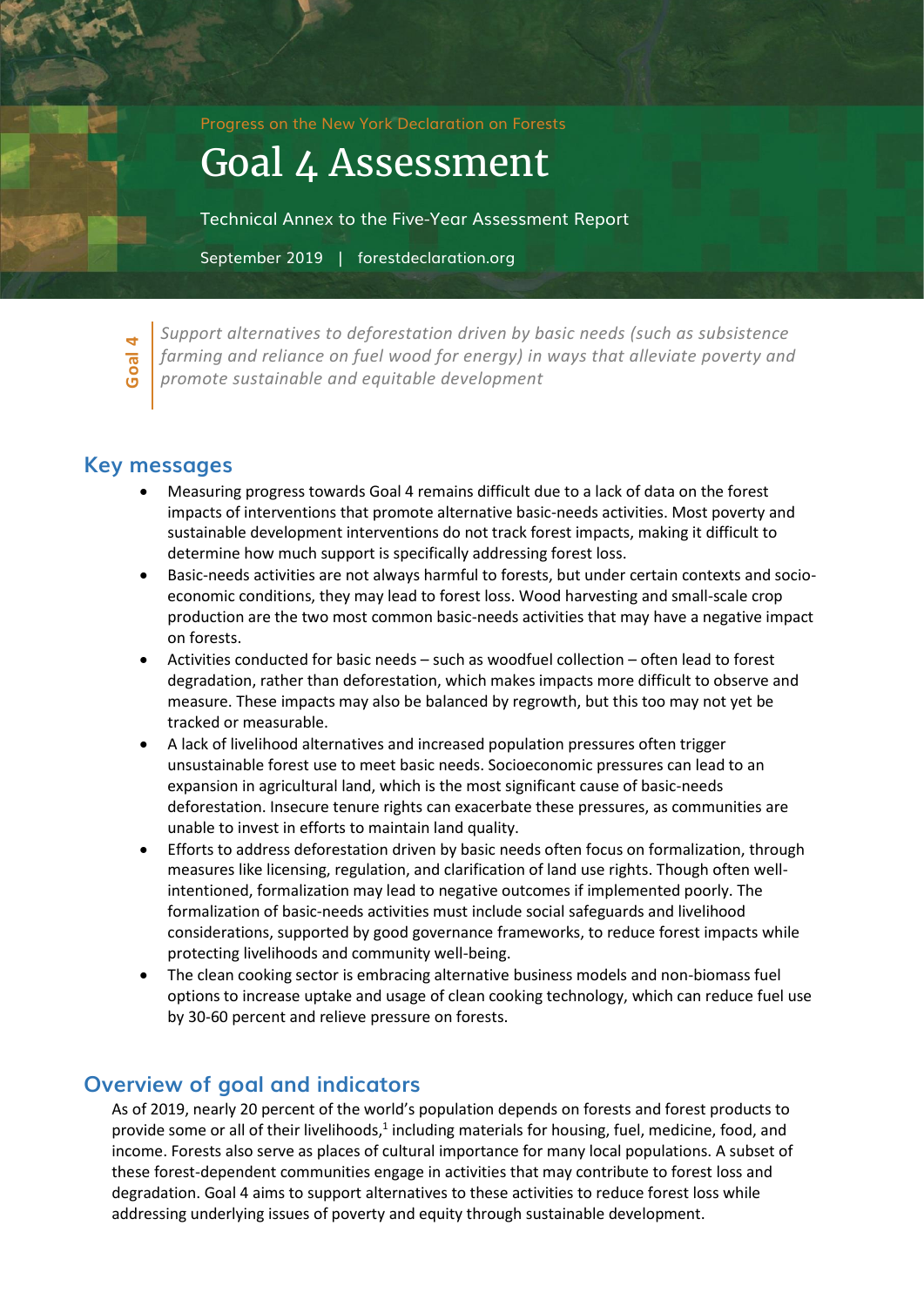Progress on the New York Declaration on Forests

# Goal 4 Assessment

Technical Annex to the Five-Year Assessment Report

September 2019 | forestdeclaration.org

**Goal 4**

*Support alternatives to deforestation driven by basic needs (such as subsistence farming and reliance on fuel wood for energy) in ways that alleviate poverty and promote sustainable and equitable development*

## Key messages

- Measuring progress towards Goal 4 remains difficult due to a lack of data on the forest impacts of interventions that promote alternative basic-needs activities. Most poverty and sustainable development interventions do not track forest impacts, making it difficult to determine how much support is specifically addressing forest loss.
- Basic-needs activities are not always harmful to forests, but under certain contexts and socio-economic conditions, they may lead to forest loss. Wood harvesting and small-scale crop production are the two most common basic-needs activities that may have a negative impact on forests.
- Activities conducted for basic needs – such as woodfuel collection – often lead to forest degradation, rather than deforestation, which makes impacts more difficult to observe and measure. These impacts may also be balanced by regrowth, but this too may not yet be tracked or measurable.
- A lack of livelihood alternatives and increased population pressures often trigger unsustainable forest use to meet basic needs. Socioeconomic pressures can lead to an expansion in agricultural land, which is the most significant cause of basic-needs deforestation. Insecure tenure rights can exacerbate these pressures, as communities are unable to invest in efforts to maintain land quality.
- Efforts to address deforestation driven by basic needs often focus on formalization, through measures like licensing, regulation, and clarification of land use rights. Though often well-intentioned, formalization may lead to negative outcomes if implemented poorly. The formalization of basic-needs activities must include social safeguards and livelihood considerations, supported by good governance frameworks, to reduce forest impacts while protecting livelihoods and community well-being.
- The clean cooking sector is embracing alternative business models and non-biomass fuel options to increase uptake and usage of clean cooking technology, which can reduce fuel use by 30-60 percent and relieve pressure on forests.

## Overview of goal and indicators

As of 2019, nearly 20 percent of the world's population depends on forests and forest products to provide some or all of their livelihoods,[1] including materials for housing, fuel, medicine, food, and income. Forests also serve as places of cultural importance for many local populations. A subset of these forest-dependent communities engage in activities that may contribute to forest loss and degradation. Goal 4 aims to support alternatives to these activities to reduce forest loss while addressing underlying issues of poverty and equity through sustainable development.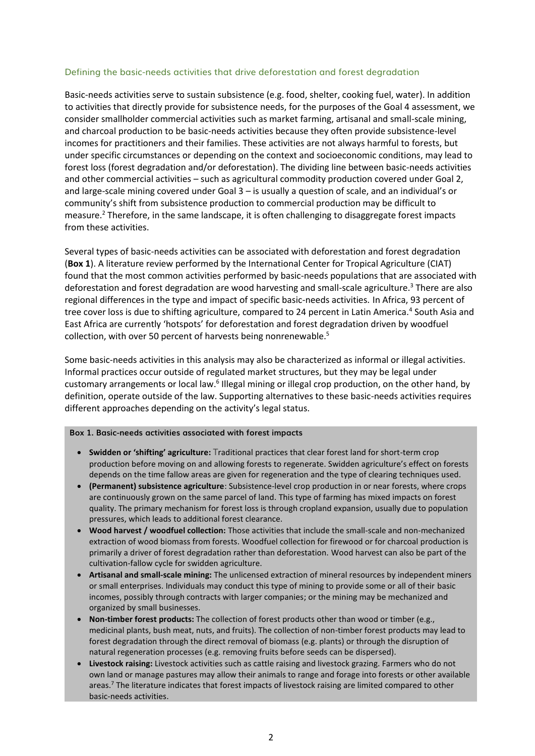## Defining the basic-needs activities that drive deforestation and forest degradation

Basic-needs activities serve to sustain subsistence (e.g. food, shelter, cooking fuel, water). In addition to activities that directly provide for subsistence needs, for the purposes of the Goal 4 assessment, we consider smallholder commercial activities such as market farming, artisanal and small-scale mining, and charcoal production to be basic-needs activities because they often provide subsistence-level incomes for practitioners and their families. These activities are not always harmful to forests, but under specific circumstances or depending on the context and socioeconomic conditions, may lead to forest loss (forest degradation and/or deforestation). The dividing line between basic-needs activities and other commercial activities – such as agricultural commodity production covered under Goal 2, and large-scale mining covered under Goal 3 – is usually a question of scale, and an individual's or community's shift from subsistence production to commercial production may be difficult to measure.[2] Therefore, in the same landscape, it is often challenging to disaggregate forest impacts from these activities.

Several types of basic-needs activities can be associated with deforestation and forest degradation (**Box 1**). A literature review performed by the International Center for Tropical Agriculture (CIAT) found that the most common activities performed by basic-needs populations that are associated with deforestation and forest degradation are wood harvesting and small-scale agriculture.[3] There are also regional differences in the type and impact of specific basic-needs activities. In Africa, 93 percent of tree cover loss is due to shifting agriculture, compared to 24 percent in Latin America.[4] South Asia and East Africa are currently 'hotspots' for deforestation and forest degradation driven by woodfuel collection, with over 50 percent of harvests being nonrenewable.[5]

Some basic-needs activities in this analysis may also be characterized as informal or illegal activities. Informal practices occur outside of regulated market structures, but they may be legal under customary arrangements or local law.[6] Illegal mining or illegal crop production, on the other hand, by definition, operate outside of the law. Supporting alternatives to these basic-needs activities requires different approaches depending on the activity's legal status.

**Box 1. Basic-needs activities associated with forest impacts**

- **Swidden or 'shifting' agriculture:** Traditional practices that clear forest land for short-term crop production before moving on and allowing forests to regenerate. Swidden agriculture's effect on forests depends on the time fallow areas are given for regeneration and the type of clearing techniques used.
- **(Permanent) subsistence agriculture**: Subsistence-level crop production in or near forests, where crops are continuously grown on the same parcel of land. This type of farming has mixed impacts on forest quality. The primary mechanism for forest loss is through cropland expansion, usually due to population pressures, which leads to additional forest clearance.
- **Wood harvest / woodfuel collection:** Those activities that include the small-scale and non-mechanized extraction of wood biomass from forests. Woodfuel collection for firewood or for charcoal production is primarily a driver of forest degradation rather than deforestation. Wood harvest can also be part of the cultivation-fallow cycle for swidden agriculture.
- **Artisanal and small-scale mining:** The unlicensed extraction of mineral resources by independent miners or small enterprises. Individuals may conduct this type of mining to provide some or all of their basic incomes, possibly through contracts with larger companies; or the mining may be mechanized and organized by small businesses.
- **Non-timber forest products:** The collection of forest products other than wood or timber (e.g., medicinal plants, bush meat, nuts, and fruits). The collection of non-timber forest products may lead to forest degradation through the direct removal of biomass (e.g. plants) or through the disruption of natural regeneration processes (e.g. removing fruits before seeds can be dispersed).
- **Livestock raising:** Livestock activities such as cattle raising and livestock grazing. Farmers who do not own land or manage pastures may allow their animals to range and forage into forests or other available areas.[7] The literature indicates that forest impacts of livestock raising are limited compared to other basic-needs activities.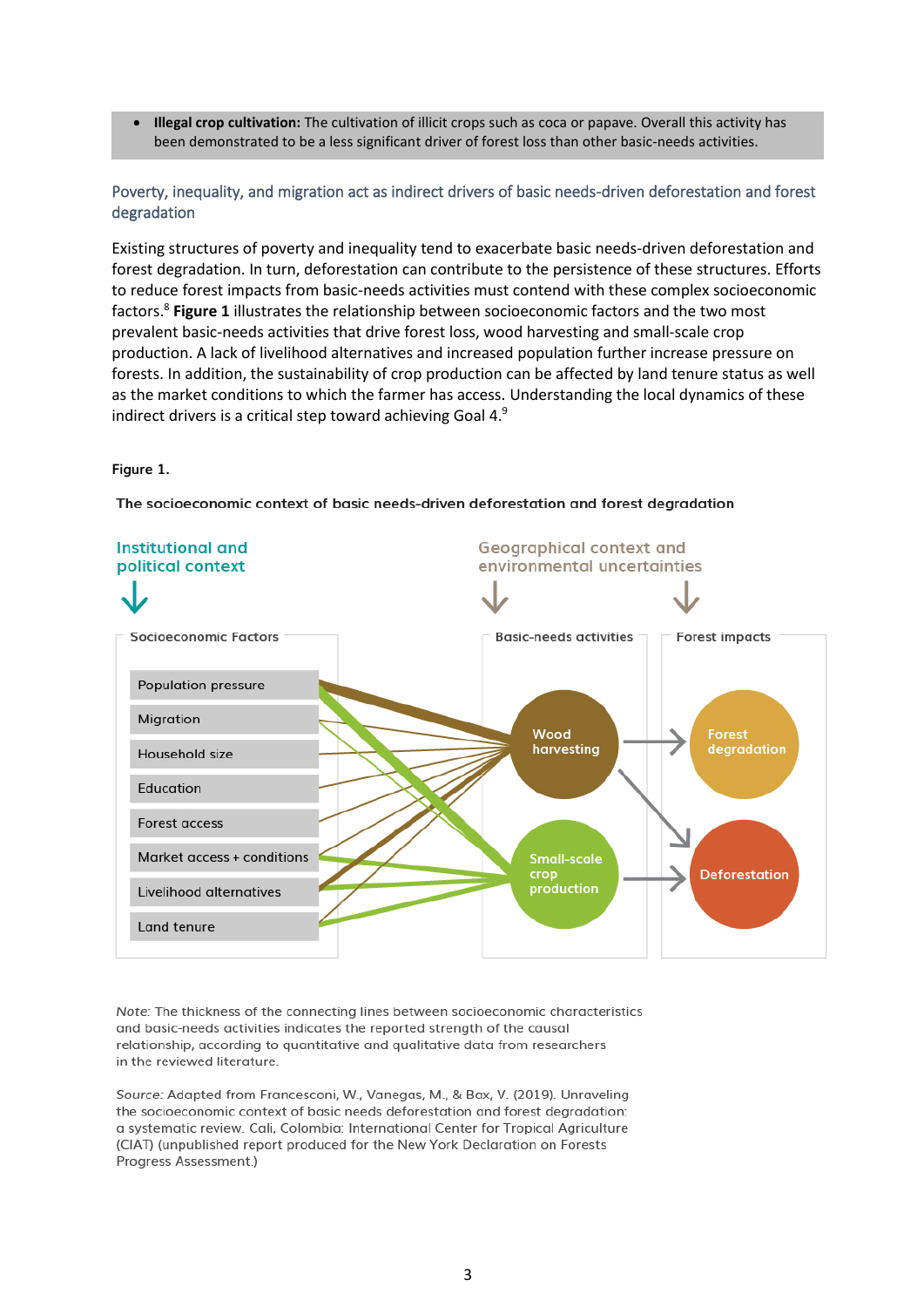- **Illegal crop cultivation:** The cultivation of illicit crops such as coca or papave. Overall this activity has been demonstrated to be a less significant driver of forest loss than other basic-needs activities.

## Poverty, inequality, and migration act as indirect drivers of basic needs-driven deforestation and forest degradation

Existing structures of poverty and inequality tend to exacerbate basic needs-driven deforestation and forest degradation. In turn, deforestation can contribute to the persistence of these structures. Efforts to reduce forest impacts from basic-needs activities must contend with these complex socioeconomic factors.[8] **Figure 1** illustrates the relationship between socioeconomic factors and the two most prevalent basic-needs activities that drive forest loss, wood harvesting and small-scale crop production. A lack of livelihood alternatives and increased population further increase pressure on forests. In addition, the sustainability of crop production can be affected by land tenure status as well as the market conditions to which the farmer has access. Understanding the local dynamics of these indirect drivers is a critical step toward achieving Goal 4.[9]

**Figure 1.**

**The socioeconomic context of basic needs-driven deforestation and forest degradation**

Institutional and political context

Geographical context and environmental uncertainties

Socioeconomic Factors

- Population pressure
- Migration
- Household size
- Education
- Forest access
- Market access + conditions
- Livelihood alternatives
- Land tenure

Basic-needs activities

- Wood harvesting
- Small-scale crop production

Forest impacts

- Forest degradation
- Deforestation

*Note:* The thickness of the connecting lines between socioeconomic characteristics and basic-needs activities indicates the reported strength of the causal relationship, according to quantitative and qualitative data from researchers in the reviewed literature.

*Source:* Adapted from Francesconi, W., Vanegas, M., & Bax, V. (2019). Unraveling the socioeconomic context of basic needs deforestation and forest degradation: a systematic review. Cali, Colombia: International Center for Tropical Agriculture (CIAT) (unpublished report produced for the New York Declaration on Forests Progress Assessment.)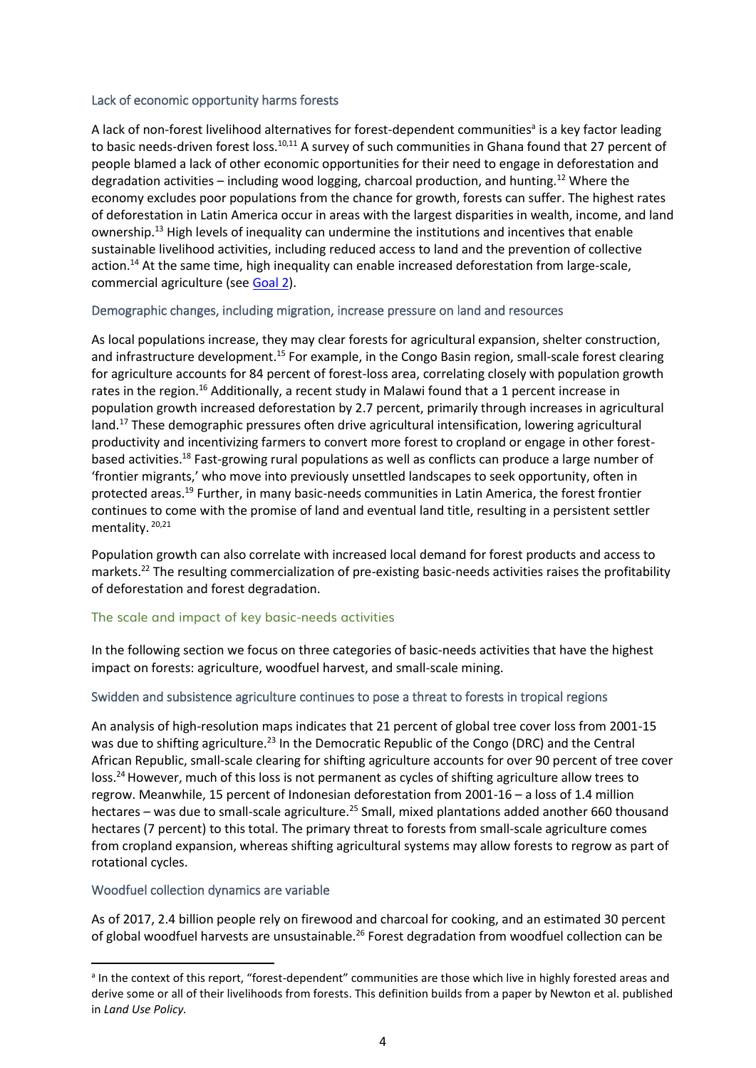### Lack of economic opportunity harms forests

A lack of non-forest livelihood alternatives for forest-dependent communities[a] is a key factor leading to basic needs-driven forest loss.[10,11] A survey of such communities in Ghana found that 27 percent of people blamed a lack of other economic opportunities for their need to engage in deforestation and degradation activities – including wood logging, charcoal production, and hunting.[12] Where the economy excludes poor populations from the chance for growth, forests can suffer. The highest rates of deforestation in Latin America occur in areas with the largest disparities in wealth, income, and land ownership.[13] High levels of inequality can undermine the institutions and incentives that enable sustainable livelihood activities, including reduced access to land and the prevention of collective action.[14] At the same time, high inequality can enable increased deforestation from large-scale, commercial agriculture (see Goal 2).

### Demographic changes, including migration, increase pressure on land and resources

As local populations increase, they may clear forests for agricultural expansion, shelter construction, and infrastructure development.[15] For example, in the Congo Basin region, small-scale forest clearing for agriculture accounts for 84 percent of forest-loss area, correlating closely with population growth rates in the region.[16] Additionally, a recent study in Malawi found that a 1 percent increase in population growth increased deforestation by 2.7 percent, primarily through increases in agricultural land.[17] These demographic pressures often drive agricultural intensification, lowering agricultural productivity and incentivizing farmers to convert more forest to cropland or engage in other forest-based activities.[18] Fast-growing rural populations as well as conflicts can produce a large number of 'frontier migrants,' who move into previously unsettled landscapes to seek opportunity, often in protected areas.[19] Further, in many basic-needs communities in Latin America, the forest frontier continues to come with the promise of land and eventual land title, resulting in a persistent settler mentality.[20,21]

Population growth can also correlate with increased local demand for forest products and access to markets.[22] The resulting commercialization of pre-existing basic-needs activities raises the profitability of deforestation and forest degradation.

## The scale and impact of key basic-needs activities

In the following section we focus on three categories of basic-needs activities that have the highest impact on forests: agriculture, woodfuel harvest, and small-scale mining.

### Swidden and subsistence agriculture continues to pose a threat to forests in tropical regions

An analysis of high-resolution maps indicates that 21 percent of global tree cover loss from 2001-15 was due to shifting agriculture.[23] In the Democratic Republic of the Congo (DRC) and the Central African Republic, small-scale clearing for shifting agriculture accounts for over 90 percent of tree cover loss.[24] However, much of this loss is not permanent as cycles of shifting agriculture allow trees to regrow. Meanwhile, 15 percent of Indonesian deforestation from 2001-16 – a loss of 1.4 million hectares – was due to small-scale agriculture.[25] Small, mixed plantations added another 660 thousand hectares (7 percent) to this total. The primary threat to forests from small-scale agriculture comes from cropland expansion, whereas shifting agricultural systems may allow forests to regrow as part of rotational cycles.

### Woodfuel collection dynamics are variable

As of 2017, 2.4 billion people rely on firewood and charcoal for cooking, and an estimated 30 percent of global woodfuel harvests are unsustainable.[26] Forest degradation from woodfuel collection can be

[a] In the context of this report, "forest-dependent" communities are those which live in highly forested areas and derive some or all of their livelihoods from forests. This definition builds from a paper by Newton et al. published in *Land Use Policy.*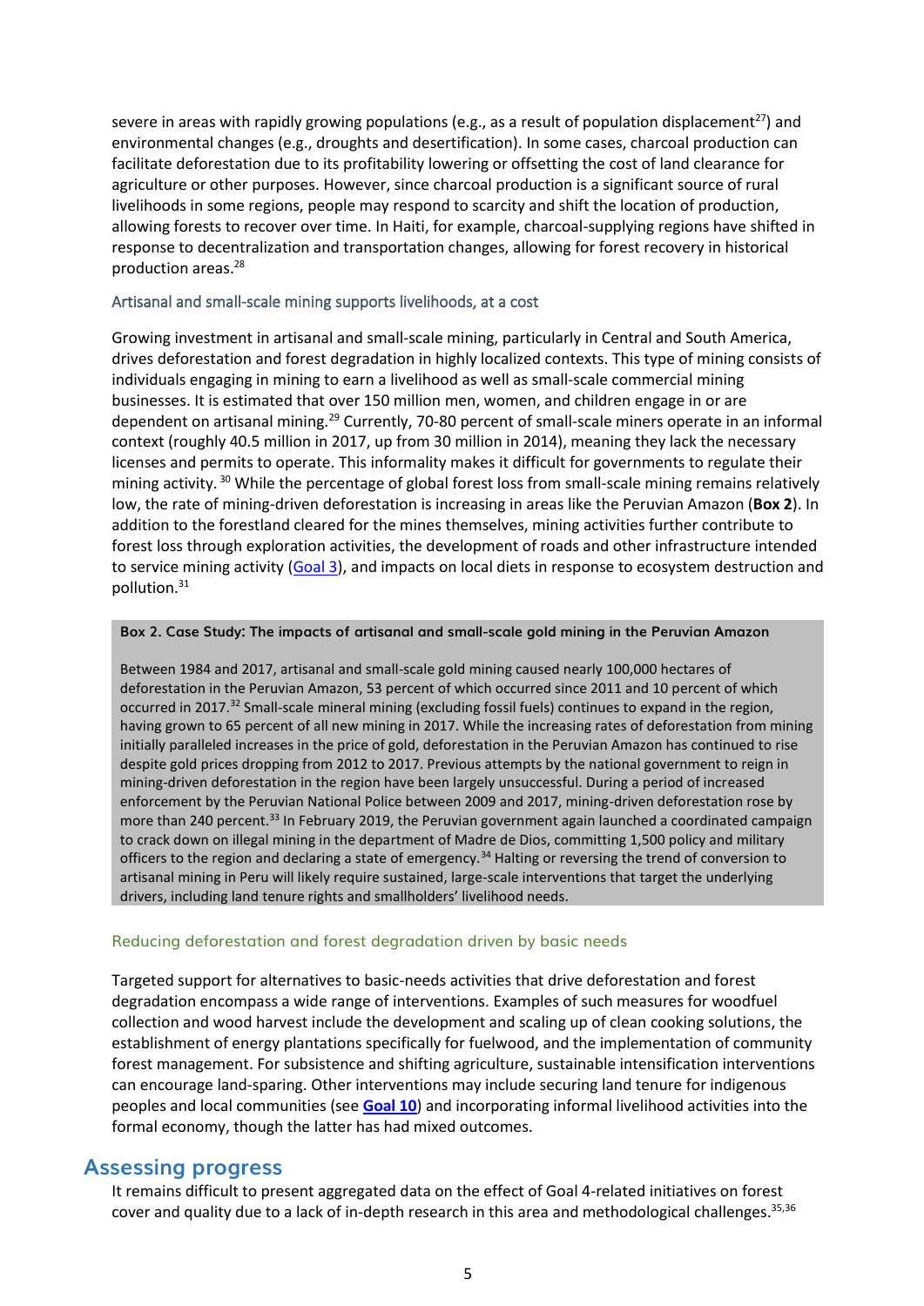severe in areas with rapidly growing populations (e.g., as a result of population displacement[27]) and environmental changes (e.g., droughts and desertification). In some cases, charcoal production can facilitate deforestation due to its profitability lowering or offsetting the cost of land clearance for agriculture or other purposes. However, since charcoal production is a significant source of rural livelihoods in some regions, people may respond to scarcity and shift the location of production, allowing forests to recover over time. In Haiti, for example, charcoal-supplying regions have shifted in response to decentralization and transportation changes, allowing for forest recovery in historical production areas.[28]

### Artisanal and small-scale mining supports livelihoods, at a cost

Growing investment in artisanal and small-scale mining, particularly in Central and South America, drives deforestation and forest degradation in highly localized contexts. This type of mining consists of individuals engaging in mining to earn a livelihood as well as small-scale commercial mining businesses. It is estimated that over 150 million men, women, and children engage in or are dependent on artisanal mining.[29] Currently, 70-80 percent of small-scale miners operate in an informal context (roughly 40.5 million in 2017, up from 30 million in 2014), meaning they lack the necessary licenses and permits to operate. This informality makes it difficult for governments to regulate their mining activity.[30] While the percentage of global forest loss from small-scale mining remains relatively low, the rate of mining-driven deforestation is increasing in areas like the Peruvian Amazon (**Box 2**). In addition to the forestland cleared for the mines themselves, mining activities further contribute to forest loss through exploration activities, the development of roads and other infrastructure intended to service mining activity (Goal 3), and impacts on local diets in response to ecosystem destruction and pollution.[31]

> **Box 2. Case Study: The impacts of artisanal and small-scale gold mining in the Peruvian Amazon**
>
> Between 1984 and 2017, artisanal and small-scale gold mining caused nearly 100,000 hectares of deforestation in the Peruvian Amazon, 53 percent of which occurred since 2011 and 10 percent of which occurred in 2017.[32] Small-scale mineral mining (excluding fossil fuels) continues to expand in the region, having grown to 65 percent of all new mining in 2017. While the increasing rates of deforestation from mining initially paralleled increases in the price of gold, deforestation in the Peruvian Amazon has continued to rise despite gold prices dropping from 2012 to 2017. Previous attempts by the national government to reign in mining-driven deforestation in the region have been largely unsuccessful. During a period of increased enforcement by the Peruvian National Police between 2009 and 2017, mining-driven deforestation rose by more than 240 percent.[33] In February 2019, the Peruvian government again launched a coordinated campaign to crack down on illegal mining in the department of Madre de Dios, committing 1,500 policy and military officers to the region and declaring a state of emergency.[34] Halting or reversing the trend of conversion to artisanal mining in Peru will likely require sustained, large-scale interventions that target the underlying drivers, including land tenure rights and smallholders' livelihood needs.

### Reducing deforestation and forest degradation driven by basic needs

Targeted support for alternatives to basic-needs activities that drive deforestation and forest degradation encompass a wide range of interventions. Examples of such measures for woodfuel collection and wood harvest include the development and scaling up of clean cooking solutions, the establishment of energy plantations specifically for fuelwood, and the implementation of community forest management. For subsistence and shifting agriculture, sustainable intensification interventions can encourage land-sparing. Other interventions may include securing land tenure for indigenous peoples and local communities (see **Goal 10**) and incorporating informal livelihood activities into the formal economy, though the latter has had mixed outcomes.

## Assessing progress

It remains difficult to present aggregated data on the effect of Goal 4-related initiatives on forest cover and quality due to a lack of in-depth research in this area and methodological challenges.[35,36]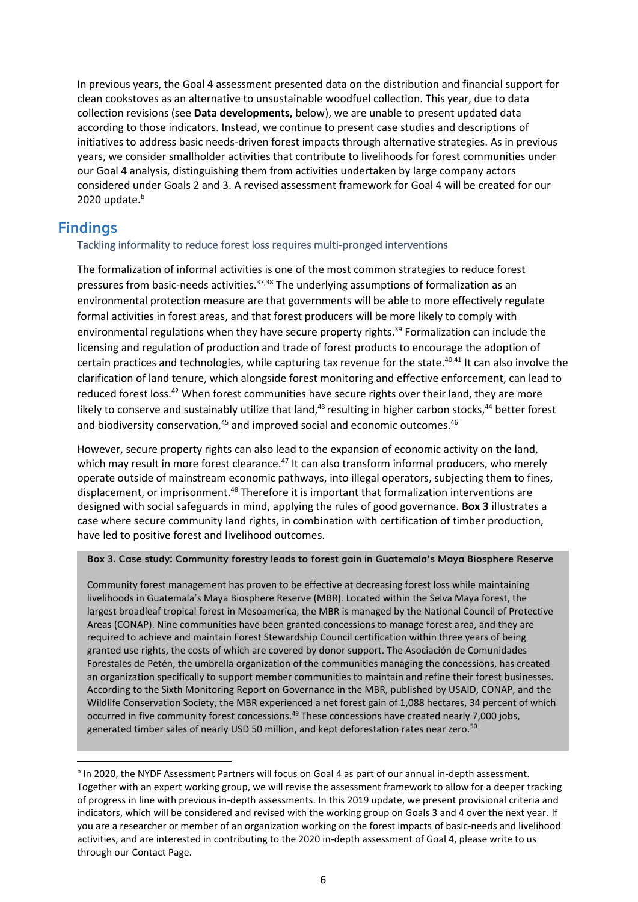In previous years, the Goal 4 assessment presented data on the distribution and financial support for clean cookstoves as an alternative to unsustainable woodfuel collection. This year, due to data collection revisions (see **Data developments,** below), we are unable to present updated data according to those indicators. Instead, we continue to present case studies and descriptions of initiatives to address basic needs-driven forest impacts through alternative strategies. As in previous years, we consider smallholder activities that contribute to livelihoods for forest communities under our Goal 4 analysis, distinguishing them from activities undertaken by large company actors considered under Goals 2 and 3. A revised assessment framework for Goal 4 will be created for our 2020 update.[b]

## Findings

### Tackling informality to reduce forest loss requires multi-pronged interventions

The formalization of informal activities is one of the most common strategies to reduce forest pressures from basic-needs activities.[37,38] The underlying assumptions of formalization as an environmental protection measure are that governments will be able to more effectively regulate formal activities in forest areas, and that forest producers will be more likely to comply with environmental regulations when they have secure property rights.[39] Formalization can include the licensing and regulation of production and trade of forest products to encourage the adoption of certain practices and technologies, while capturing tax revenue for the state.[40,41] It can also involve the clarification of land tenure, which alongside forest monitoring and effective enforcement, can lead to reduced forest loss.[42] When forest communities have secure rights over their land, they are more likely to conserve and sustainably utilize that land,[43] resulting in higher carbon stocks,[44] better forest and biodiversity conservation,[45] and improved social and economic outcomes.[46]

However, secure property rights can also lead to the expansion of economic activity on the land, which may result in more forest clearance.[47] It can also transform informal producers, who merely operate outside of mainstream economic pathways, into illegal operators, subjecting them to fines, displacement, or imprisonment.[48] Therefore it is important that formalization interventions are designed with social safeguards in mind, applying the rules of good governance. **Box 3** illustrates a case where secure community land rights, in combination with certification of timber production, have led to positive forest and livelihood outcomes.

**Box 3. Case study: Community forestry leads to forest gain in Guatemala's Maya Biosphere Reserve**

Community forest management has proven to be effective at decreasing forest loss while maintaining livelihoods in Guatemala's Maya Biosphere Reserve (MBR). Located within the Selva Maya forest, the largest broadleaf tropical forest in Mesoamerica, the MBR is managed by the National Council of Protective Areas (CONAP). Nine communities have been granted concessions to manage forest area, and they are required to achieve and maintain Forest Stewardship Council certification within three years of being granted use rights, the costs of which are covered by donor support. The Asociación de Comunidades Forestales de Petén, the umbrella organization of the communities managing the concessions, has created an organization specifically to support member communities to maintain and refine their forest businesses. According to the Sixth Monitoring Report on Governance in the MBR, published by USAID, CONAP, and the Wildlife Conservation Society, the MBR experienced a net forest gain of 1,088 hectares, 34 percent of which occurred in five community forest concessions.[49] These concessions have created nearly 7,000 jobs, generated timber sales of nearly USD 50 million, and kept deforestation rates near zero.[50]

---

[b] In 2020, the NYDF Assessment Partners will focus on Goal 4 as part of our annual in-depth assessment. Together with an expert working group, we will revise the assessment framework to allow for a deeper tracking of progress in line with previous in-depth assessments. In this 2019 update, we present provisional criteria and indicators, which will be considered and revised with the working group on Goals 3 and 4 over the next year. If you are a researcher or member of an organization working on the forest impacts of basic-needs and livelihood activities, and are interested in contributing to the 2020 in-depth assessment of Goal 4, please write to us through our Contact Page.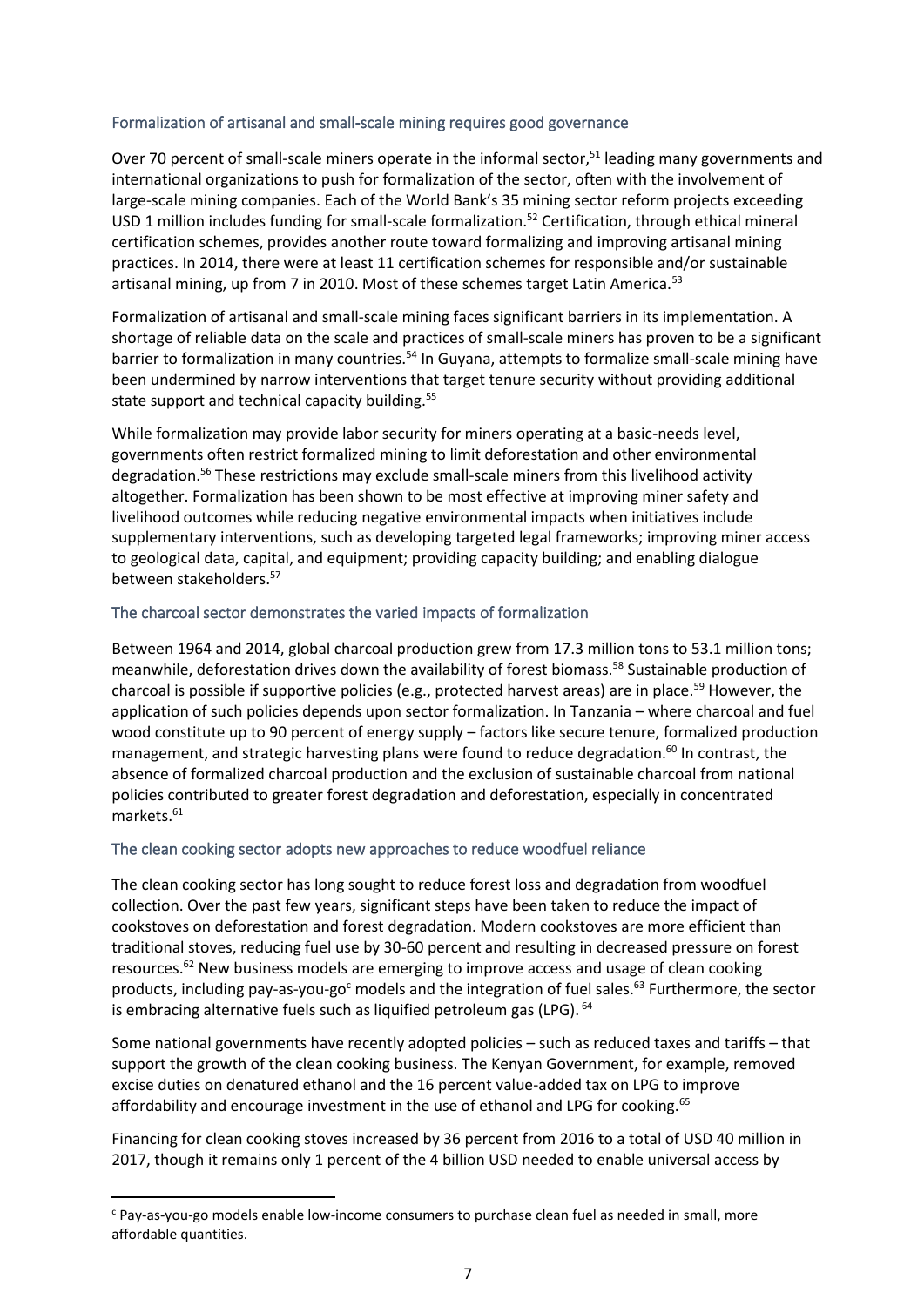### Formalization of artisanal and small-scale mining requires good governance

Over 70 percent of small-scale miners operate in the informal sector,[51] leading many governments and international organizations to push for formalization of the sector, often with the involvement of large-scale mining companies. Each of the World Bank's 35 mining sector reform projects exceeding USD 1 million includes funding for small-scale formalization.[52] Certification, through ethical mineral certification schemes, provides another route toward formalizing and improving artisanal mining practices. In 2014, there were at least 11 certification schemes for responsible and/or sustainable artisanal mining, up from 7 in 2010. Most of these schemes target Latin America.[53]

Formalization of artisanal and small-scale mining faces significant barriers in its implementation. A shortage of reliable data on the scale and practices of small-scale miners has proven to be a significant barrier to formalization in many countries.[54] In Guyana, attempts to formalize small-scale mining have been undermined by narrow interventions that target tenure security without providing additional state support and technical capacity building.[55]

While formalization may provide labor security for miners operating at a basic-needs level, governments often restrict formalized mining to limit deforestation and other environmental degradation.[56] These restrictions may exclude small-scale miners from this livelihood activity altogether. Formalization has been shown to be most effective at improving miner safety and livelihood outcomes while reducing negative environmental impacts when initiatives include supplementary interventions, such as developing targeted legal frameworks; improving miner access to geological data, capital, and equipment; providing capacity building; and enabling dialogue between stakeholders.[57]

### The charcoal sector demonstrates the varied impacts of formalization

Between 1964 and 2014, global charcoal production grew from 17.3 million tons to 53.1 million tons; meanwhile, deforestation drives down the availability of forest biomass.[58] Sustainable production of charcoal is possible if supportive policies (e.g., protected harvest areas) are in place.[59] However, the application of such policies depends upon sector formalization. In Tanzania – where charcoal and fuel wood constitute up to 90 percent of energy supply – factors like secure tenure, formalized production management, and strategic harvesting plans were found to reduce degradation.[60] In contrast, the absence of formalized charcoal production and the exclusion of sustainable charcoal from national policies contributed to greater forest degradation and deforestation, especially in concentrated markets.[61]

### The clean cooking sector adopts new approaches to reduce woodfuel reliance

The clean cooking sector has long sought to reduce forest loss and degradation from woodfuel collection. Over the past few years, significant steps have been taken to reduce the impact of cookstoves on deforestation and forest degradation. Modern cookstoves are more efficient than traditional stoves, reducing fuel use by 30-60 percent and resulting in decreased pressure on forest resources.[62] New business models are emerging to improve access and usage of clean cooking products, including pay-as-you-go[c] models and the integration of fuel sales.[63] Furthermore, the sector is embracing alternative fuels such as liquified petroleum gas (LPG).[64]

Some national governments have recently adopted policies – such as reduced taxes and tariffs – that support the growth of the clean cooking business. The Kenyan Government, for example, removed excise duties on denatured ethanol and the 16 percent value-added tax on LPG to improve affordability and encourage investment in the use of ethanol and LPG for cooking.[65]

Financing for clean cooking stoves increased by 36 percent from 2016 to a total of USD 40 million in 2017, though it remains only 1 percent of the 4 billion USD needed to enable universal access by

---

[c] Pay-as-you-go models enable low-income consumers to purchase clean fuel as needed in small, more affordable quantities.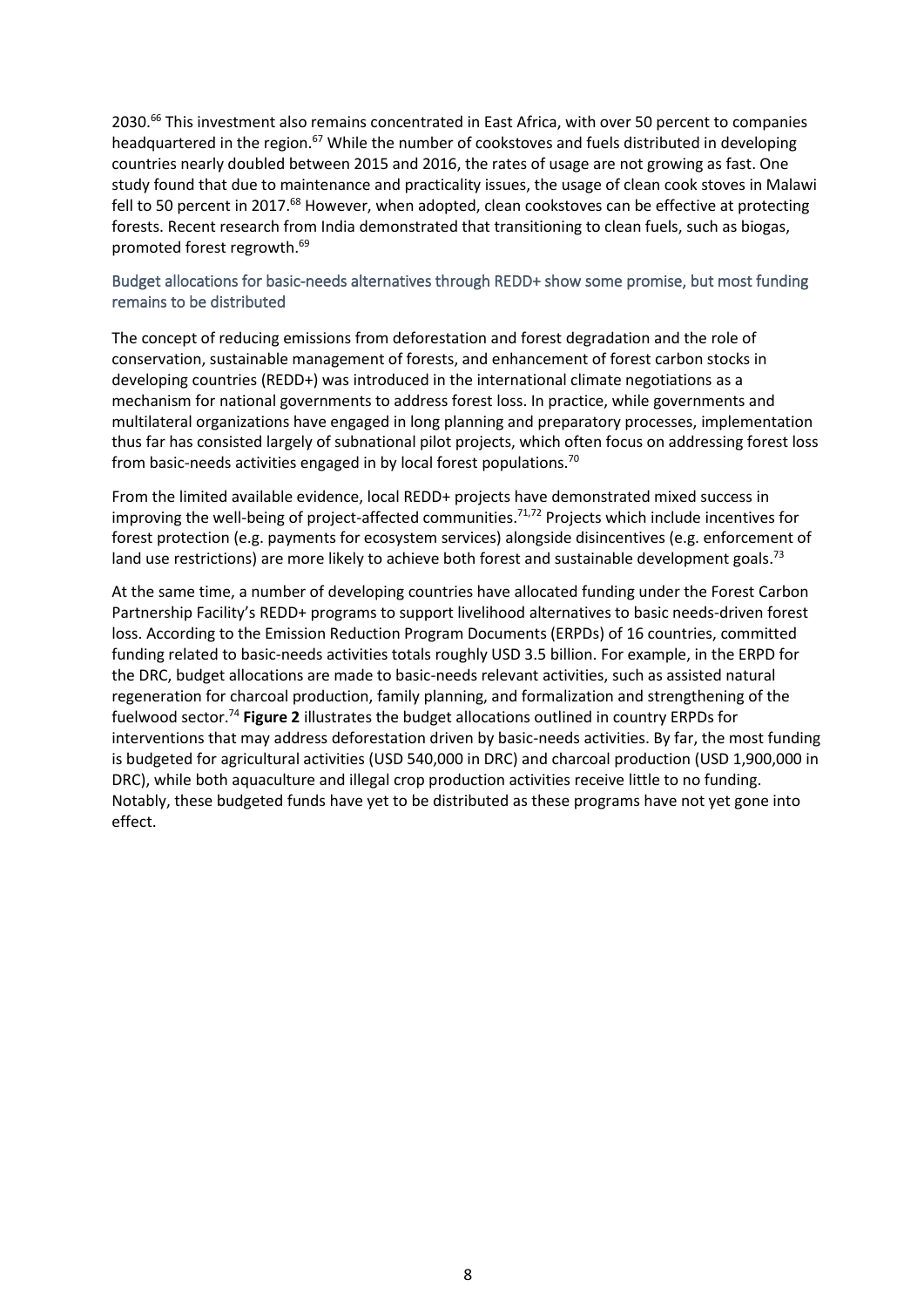2030.[66] This investment also remains concentrated in East Africa, with over 50 percent to companies headquartered in the region.[67] While the number of cookstoves and fuels distributed in developing countries nearly doubled between 2015 and 2016, the rates of usage are not growing as fast. One study found that due to maintenance and practicality issues, the usage of clean cook stoves in Malawi fell to 50 percent in 2017.[68] However, when adopted, clean cookstoves can be effective at protecting forests. Recent research from India demonstrated that transitioning to clean fuels, such as biogas, promoted forest regrowth.[69]

### Budget allocations for basic-needs alternatives through REDD+ show some promise, but most funding remains to be distributed

The concept of reducing emissions from deforestation and forest degradation and the role of conservation, sustainable management of forests, and enhancement of forest carbon stocks in developing countries (REDD+) was introduced in the international climate negotiations as a mechanism for national governments to address forest loss. In practice, while governments and multilateral organizations have engaged in long planning and preparatory processes, implementation thus far has consisted largely of subnational pilot projects, which often focus on addressing forest loss from basic-needs activities engaged in by local forest populations.[70]

From the limited available evidence, local REDD+ projects have demonstrated mixed success in improving the well-being of project-affected communities.[71,72] Projects which include incentives for forest protection (e.g. payments for ecosystem services) alongside disincentives (e.g. enforcement of land use restrictions) are more likely to achieve both forest and sustainable development goals.[73]

At the same time, a number of developing countries have allocated funding under the Forest Carbon Partnership Facility's REDD+ programs to support livelihood alternatives to basic needs-driven forest loss. According to the Emission Reduction Program Documents (ERPDs) of 16 countries, committed funding related to basic-needs activities totals roughly USD 3.5 billion. For example, in the ERPD for the DRC, budget allocations are made to basic-needs relevant activities, such as assisted natural regeneration for charcoal production, family planning, and formalization and strengthening of the fuelwood sector.[74] **Figure 2** illustrates the budget allocations outlined in country ERPDs for interventions that may address deforestation driven by basic-needs activities. By far, the most funding is budgeted for agricultural activities (USD 540,000 in DRC) and charcoal production (USD 1,900,000 in DRC), while both aquaculture and illegal crop production activities receive little to no funding. Notably, these budgeted funds have yet to be distributed as these programs have not yet gone into effect.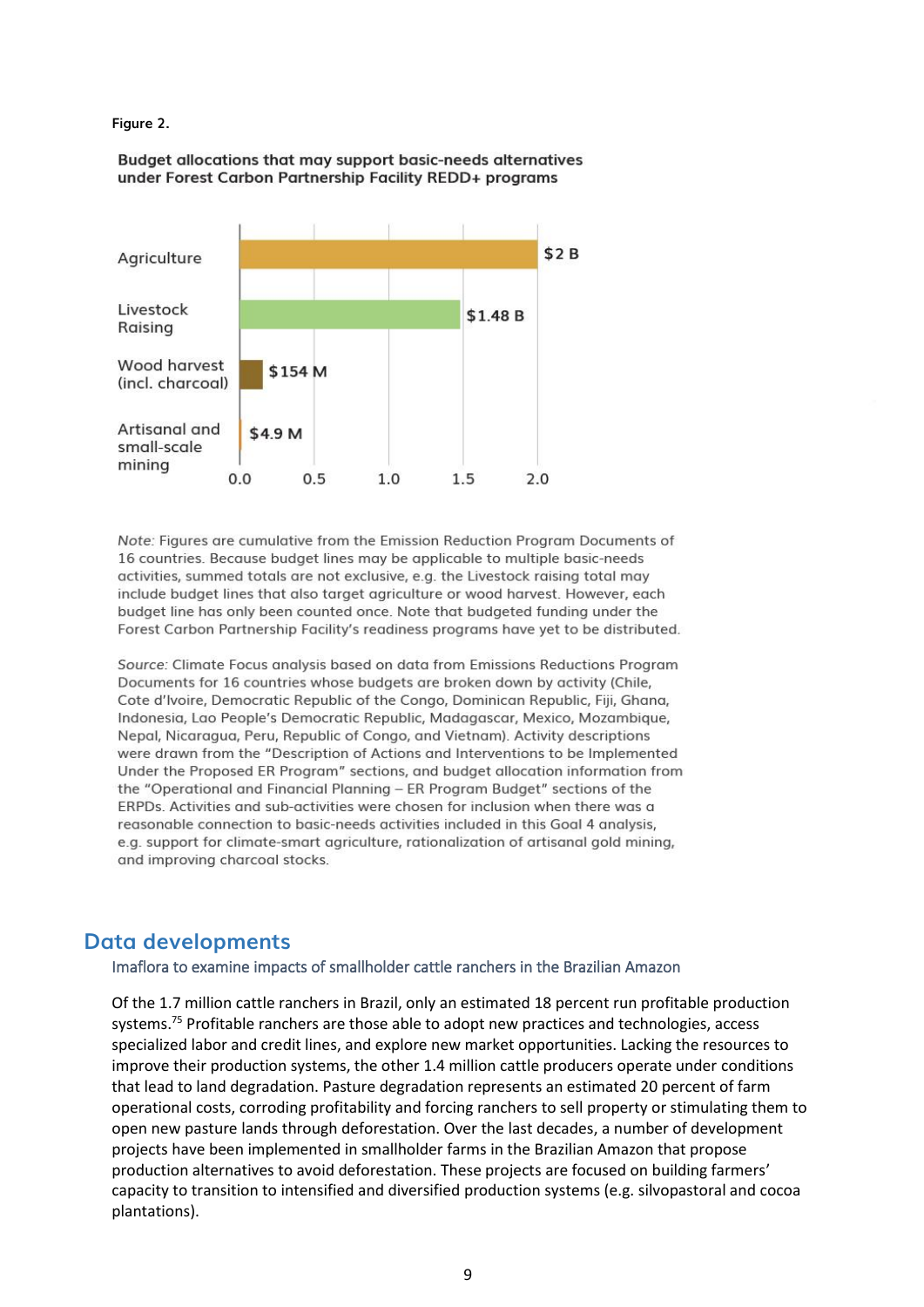Figure 2.

**Budget allocations that may support basic-needs alternatives under Forest Carbon Partnership Facility REDD+ programs**

| Activity | Budget |
|---|---|
| Agriculture | $2 B |
| Livestock Raising | $1.48 B |
| Wood harvest (incl. charcoal) | $154 M |
| Artisanal and small-scale mining | $4.9 M |

*Note:* Figures are cumulative from the Emission Reduction Program Documents of 16 countries. Because budget lines may be applicable to multiple basic-needs activities, summed totals are not exclusive, e.g. the Livestock raising total may include budget lines that also target agriculture or wood harvest. However, each budget line has only been counted once. Note that budgeted funding under the Forest Carbon Partnership Facility's readiness programs have yet to be distributed.

*Source:* Climate Focus analysis based on data from Emissions Reductions Program Documents for 16 countries whose budgets are broken down by activity (Chile, Cote d'Ivoire, Democratic Republic of the Congo, Dominican Republic, Fiji, Ghana, Indonesia, Lao People's Democratic Republic, Madagascar, Mexico, Mozambique, Nepal, Nicaragua, Peru, Republic of Congo, and Vietnam). Activity descriptions were drawn from the "Description of Actions and Interventions to be Implemented Under the Proposed ER Program" sections, and budget allocation information from the "Operational and Financial Planning – ER Program Budget" sections of the ERPDs. Activities and sub-activities were chosen for inclusion when there was a reasonable connection to basic-needs activities included in this Goal 4 analysis, e.g. support for climate-smart agriculture, rationalization of artisanal gold mining, and improving charcoal stocks.

## Data developments

### Imaflora to examine impacts of smallholder cattle ranchers in the Brazilian Amazon

Of the 1.7 million cattle ranchers in Brazil, only an estimated 18 percent run profitable production systems.[75] Profitable ranchers are those able to adopt new practices and technologies, access specialized labor and credit lines, and explore new market opportunities. Lacking the resources to improve their production systems, the other 1.4 million cattle producers operate under conditions that lead to land degradation. Pasture degradation represents an estimated 20 percent of farm operational costs, corroding profitability and forcing ranchers to sell property or stimulating them to open new pasture lands through deforestation. Over the last decades, a number of development projects have been implemented in smallholder farms in the Brazilian Amazon that propose production alternatives to avoid deforestation. These projects are focused on building farmers' capacity to transition to intensified and diversified production systems (e.g. silvopastoral and cocoa plantations).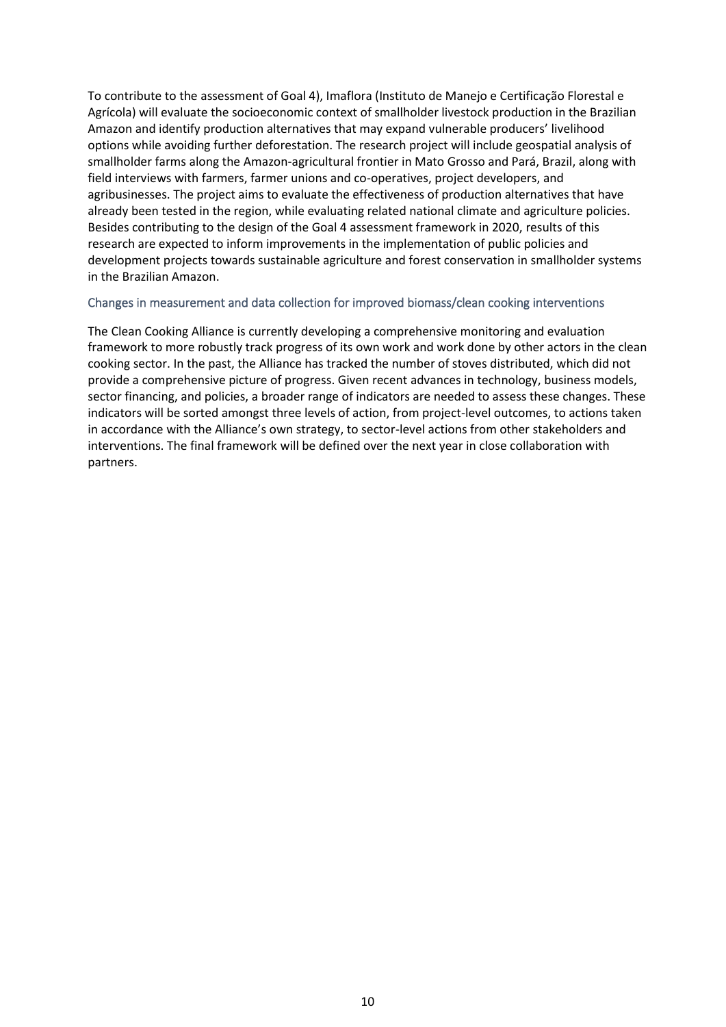To contribute to the assessment of Goal 4), Imaflora (Instituto de Manejo e Certificação Florestal e Agrícola) will evaluate the socioeconomic context of smallholder livestock production in the Brazilian Amazon and identify production alternatives that may expand vulnerable producers' livelihood options while avoiding further deforestation. The research project will include geospatial analysis of smallholder farms along the Amazon-agricultural frontier in Mato Grosso and Pará, Brazil, along with field interviews with farmers, farmer unions and co-operatives, project developers, and agribusinesses. The project aims to evaluate the effectiveness of production alternatives that have already been tested in the region, while evaluating related national climate and agriculture policies. Besides contributing to the design of the Goal 4 assessment framework in 2020, results of this research are expected to inform improvements in the implementation of public policies and development projects towards sustainable agriculture and forest conservation in smallholder systems in the Brazilian Amazon.

### Changes in measurement and data collection for improved biomass/clean cooking interventions

The Clean Cooking Alliance is currently developing a comprehensive monitoring and evaluation framework to more robustly track progress of its own work and work done by other actors in the clean cooking sector. In the past, the Alliance has tracked the number of stoves distributed, which did not provide a comprehensive picture of progress. Given recent advances in technology, business models, sector financing, and policies, a broader range of indicators are needed to assess these changes. These indicators will be sorted amongst three levels of action, from project-level outcomes, to actions taken in accordance with the Alliance's own strategy, to sector-level actions from other stakeholders and interventions. The final framework will be defined over the next year in close collaboration with partners.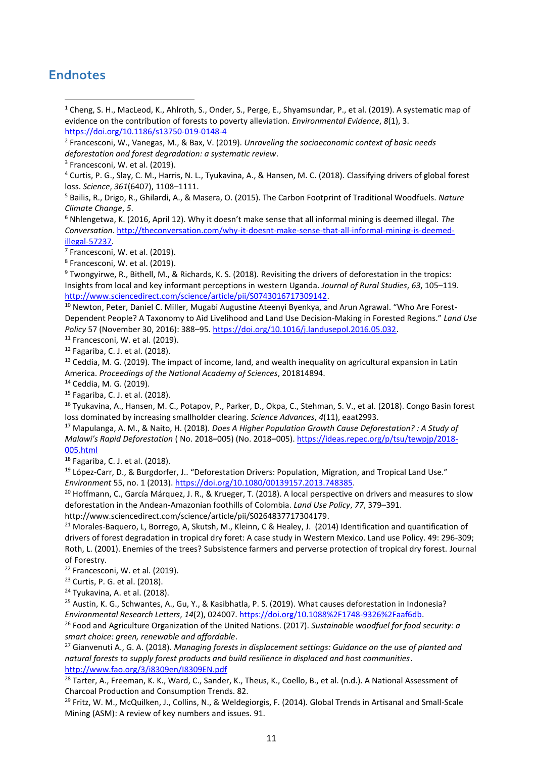## Endnotes

[1] Cheng, S. H., MacLeod, K., Ahlroth, S., Onder, S., Perge, E., Shyamsundar, P., et al. (2019). A systematic map of evidence on the contribution of forests to poverty alleviation. *Environmental Evidence*, *8*(1), 3. https://doi.org/10.1186/s13750-019-0148-4

[2] Francesconi, W., Vanegas, M., & Bax, V. (2019). *Unraveling the socioeconomic context of basic needs deforestation and forest degradation: a systematic review*.

[3] Francesconi, W. et al. (2019).

[4] Curtis, P. G., Slay, C. M., Harris, N. L., Tyukavina, A., & Hansen, M. C. (2018). Classifying drivers of global forest loss. *Science*, *361*(6407), 1108–1111.

[5] Bailis, R., Drigo, R., Ghilardi, A., & Masera, O. (2015). The Carbon Footprint of Traditional Woodfuels. *Nature Climate Change*, *5*.

[6] Nhlengetwa, K. (2016, April 12). Why it doesn't make sense that all informal mining is deemed illegal. *The Conversation*. http://theconversation.com/why-it-doesnt-make-sense-that-all-informal-mining-is-deemed-illegal-57237.

[7] Francesconi, W. et al. (2019).

[8] Francesconi, W. et al. (2019).

[9] Twongyirwe, R., Bithell, M., & Richards, K. S. (2018). Revisiting the drivers of deforestation in the tropics: Insights from local and key informant perceptions in western Uganda. *Journal of Rural Studies*, *63*, 105–119. http://www.sciencedirect.com/science/article/pii/S0743016717309142.

[10] Newton, Peter, Daniel C. Miller, Mugabi Augustine Ateenyi Byenkya, and Arun Agrawal. "Who Are Forest-Dependent People? A Taxonomy to Aid Livelihood and Land Use Decision-Making in Forested Regions." *Land Use Policy* 57 (November 30, 2016): 388–95. https://doi.org/10.1016/j.landusepol.2016.05.032.

[11] Francesconi, W. et al. (2019).

[12] Fagariba, C. J. et al. (2018).

[13] Ceddia, M. G. (2019). The impact of income, land, and wealth inequality on agricultural expansion in Latin America. *Proceedings of the National Academy of Sciences*, 201814894.

[14] Ceddia, M. G. (2019).

[15] Fagariba, C. J. et al. (2018).

[16] Tyukavina, A., Hansen, M. C., Potapov, P., Parker, D., Okpa, C., Stehman, S. V., et al. (2018). Congo Basin forest loss dominated by increasing smallholder clearing. *Science Advances*, *4*(11), eaat2993.

[17] Mapulanga, A. M., & Naito, H. (2018). *Does A Higher Population Growth Cause Deforestation? : A Study of Malawi's Rapid Deforestation* ( No. 2018–005) (No. 2018–005). https://ideas.repec.org/p/tsu/tewpjp/2018-005.html

[18] Fagariba, C. J. et al. (2018).

[19] López-Carr, D., & Burgdorfer, J.. "Deforestation Drivers: Population, Migration, and Tropical Land Use." *Environment* 55, no. 1 (2013). https://doi.org/10.1080/00139157.2013.748385.

[20] Hoffmann, C., García Márquez, J. R., & Krueger, T. (2018). A local perspective on drivers and measures to slow deforestation in the Andean-Amazonian foothills of Colombia. *Land Use Policy*, *77*, 379–391. http://www.sciencedirect.com/science/article/pii/S0264837717304179.

[21] Morales-Baquero, L, Borrego, A, Skutsh, M., Kleinn, C & Healey, J. (2014) Identification and quantification of drivers of forest degradation in tropical dry foret: A case study in Western Mexico. Land use Policy. 49: 296-309; Roth, L. (2001). Enemies of the trees? Subsistence farmers and perverse protection of tropical dry forest. Journal of Forestry.

[22] Francesconi, W. et al. (2019).

[23] Curtis, P. G. et al. (2018).

[24] Tyukavina, A. et al. (2018).

[25] Austin, K. G., Schwantes, A., Gu, Y., & Kasibhatla, P. S. (2019). What causes deforestation in Indonesia? *Environmental Research Letters*, *14*(2), 024007. https://doi.org/10.1088%2F1748-9326%2Faaf6db.

[26] Food and Agriculture Organization of the United Nations. (2017). *Sustainable woodfuel for food security: a smart choice: green, renewable and affordable*.

[27] Gianvenuti A., G. A. (2018). *Managing forests in displacement settings: Guidance on the use of planted and natural forests to supply forest products and build resilience in displaced and host communities*. http://www.fao.org/3/i8309en/I8309EN.pdf

[28] Tarter, A., Freeman, K. K., Ward, C., Sander, K., Theus, K., Coello, B., et al. (n.d.). A National Assessment of Charcoal Production and Consumption Trends. 82.

[29] Fritz, W. M., McQuilken, J., Collins, N., & Weldegiorgis, F. (2014). Global Trends in Artisanal and Small-Scale Mining (ASM): A review of key numbers and issues. 91.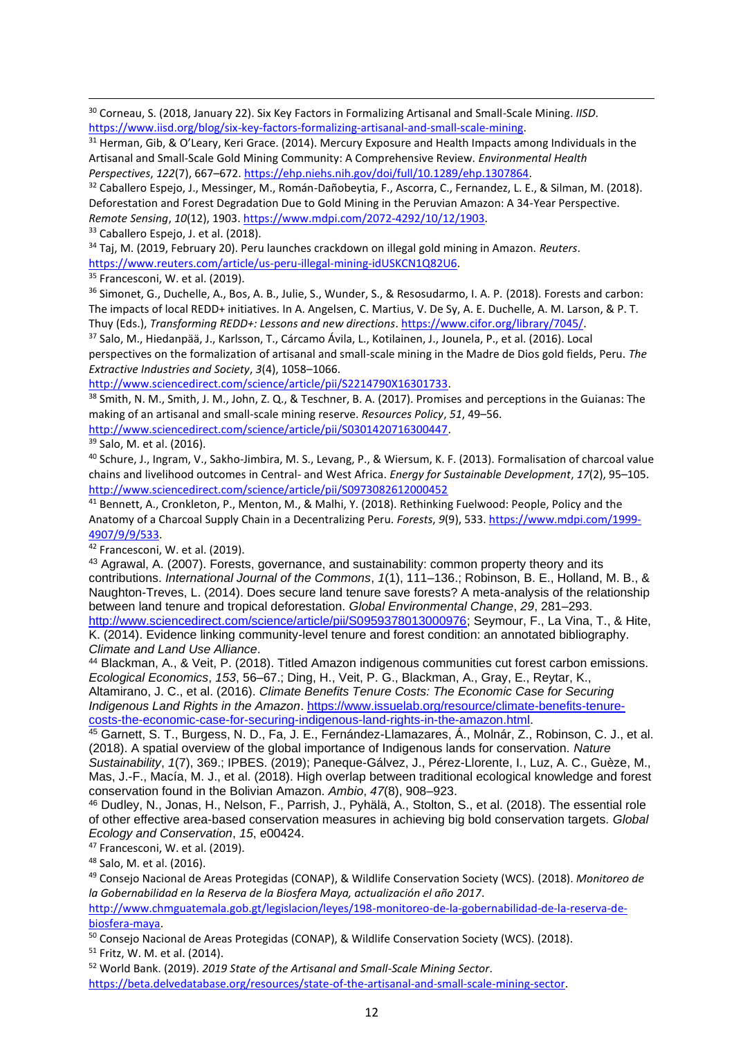[30] Corneau, S. (2018, January 22). Six Key Factors in Formalizing Artisanal and Small-Scale Mining. *IISD*. https://www.iisd.org/blog/six-key-factors-formalizing-artisanal-and-small-scale-mining.

[31] Herman, Gib, & O'Leary, Keri Grace. (2014). Mercury Exposure and Health Impacts among Individuals in the Artisanal and Small-Scale Gold Mining Community: A Comprehensive Review. *Environmental Health Perspectives*, *122*(7), 667–672. https://ehp.niehs.nih.gov/doi/full/10.1289/ehp.1307864.

[32] Caballero Espejo, J., Messinger, M., Román-Dañobeytia, F., Ascorra, C., Fernandez, L. E., & Silman, M. (2018). Deforestation and Forest Degradation Due to Gold Mining in the Peruvian Amazon: A 34-Year Perspective. *Remote Sensing*, *10*(12), 1903. https://www.mdpi.com/2072-4292/10/12/1903.

[33] Caballero Espejo, J. et al. (2018).

[34] Taj, M. (2019, February 20). Peru launches crackdown on illegal gold mining in Amazon. *Reuters*. https://www.reuters.com/article/us-peru-illegal-mining-idUSKCN1Q82U6.

[35] Francesconi, W. et al. (2019).

[36] Simonet, G., Duchelle, A., Bos, A. B., Julie, S., Wunder, S., & Resosudarmo, I. A. P. (2018). Forests and carbon: The impacts of local REDD+ initiatives. In A. Angelsen, C. Martius, V. De Sy, A. E. Duchelle, A. M. Larson, & P. T. Thuy (Eds.), *Transforming REDD+: Lessons and new directions*. https://www.cifor.org/library/7045/.

[37] Salo, M., Hiedanpää, J., Karlsson, T., Cárcamo Ávila, L., Kotilainen, J., Jounela, P., et al. (2016). Local perspectives on the formalization of artisanal and small-scale mining in the Madre de Dios gold fields, Peru. *The Extractive Industries and Society*, *3*(4), 1058–1066. http://www.sciencedirect.com/science/article/pii/S2214790X16301733.

[38] Smith, N. M., Smith, J. M., John, Z. Q., & Teschner, B. A. (2017). Promises and perceptions in the Guianas: The making of an artisanal and small-scale mining reserve. *Resources Policy*, *51*, 49–56. http://www.sciencedirect.com/science/article/pii/S0301420716300447.

[39] Salo, M. et al. (2016).

[40] Schure, J., Ingram, V., Sakho-Jimbira, M. S., Levang, P., & Wiersum, K. F. (2013). Formalisation of charcoal value chains and livelihood outcomes in Central- and West Africa. *Energy for Sustainable Development*, *17*(2), 95–105. http://www.sciencedirect.com/science/article/pii/S0973082612000452

[41] Bennett, A., Cronkleton, P., Menton, M., & Malhi, Y. (2018). Rethinking Fuelwood: People, Policy and the Anatomy of a Charcoal Supply Chain in a Decentralizing Peru. *Forests*, *9*(9), 533. https://www.mdpi.com/1999-4907/9/9/533.

[42] Francesconi, W. et al. (2019).

[43] Agrawal, A. (2007). Forests, governance, and sustainability: common property theory and its contributions. *International Journal of the Commons*, *1*(1), 111–136.; Robinson, B. E., Holland, M. B., & Naughton-Treves, L. (2014). Does secure land tenure save forests? A meta-analysis of the relationship between land tenure and tropical deforestation. *Global Environmental Change*, *29*, 281–293. http://www.sciencedirect.com/science/article/pii/S0959378013000976; Seymour, F., La Vina, T., & Hite, K. (2014). Evidence linking community-level tenure and forest condition: an annotated bibliography. *Climate and Land Use Alliance*.

[44] Blackman, A., & Veit, P. (2018). Titled Amazon indigenous communities cut forest carbon emissions. *Ecological Economics*, *153*, 56–67.; Ding, H., Veit, P. G., Blackman, A., Gray, E., Reytar, K., Altamirano, J. C., et al. (2016). *Climate Benefits Tenure Costs: The Economic Case for Securing Indigenous Land Rights in the Amazon*. https://www.issuelab.org/resource/climate-benefits-tenure-costs-the-economic-case-for-securing-indigenous-land-rights-in-the-amazon.html.

[45] Garnett, S. T., Burgess, N. D., Fa, J. E., Fernández-Llamazares, Á., Molnár, Z., Robinson, C. J., et al. (2018). A spatial overview of the global importance of Indigenous lands for conservation. *Nature Sustainability*, *1*(7), 369.; IPBES. (2019); Paneque-Gálvez, J., Pérez-Llorente, I., Luz, A. C., Guèze, M., Mas, J.-F., Macía, M. J., et al. (2018). High overlap between traditional ecological knowledge and forest conservation found in the Bolivian Amazon. *Ambio*, *47*(8), 908–923.

[46] Dudley, N., Jonas, H., Nelson, F., Parrish, J., Pyhälä, A., Stolton, S., et al. (2018). The essential role of other effective area-based conservation measures in achieving big bold conservation targets. *Global Ecology and Conservation*, *15*, e00424.

[47] Francesconi, W. et al. (2019).

[48] Salo, M. et al. (2016).

[49] Consejo Nacional de Areas Protegidas (CONAP), & Wildlife Conservation Society (WCS). (2018). *Monitoreo de la Gobernabilidad en la Reserva de la Biosfera Maya, actualización el año 2017*. http://www.chmguatemala.gob.gt/legislacion/leyes/198-monitoreo-de-la-gobernabilidad-de-la-reserva-de-biosfera-maya.

[50] Consejo Nacional de Areas Protegidas (CONAP), & Wildlife Conservation Society (WCS). (2018).

[51] Fritz, W. M. et al. (2014).

[52] World Bank. (2019). *2019 State of the Artisanal and Small-Scale Mining Sector*. https://beta.delvedatabase.org/resources/state-of-the-artisanal-and-small-scale-mining-sector.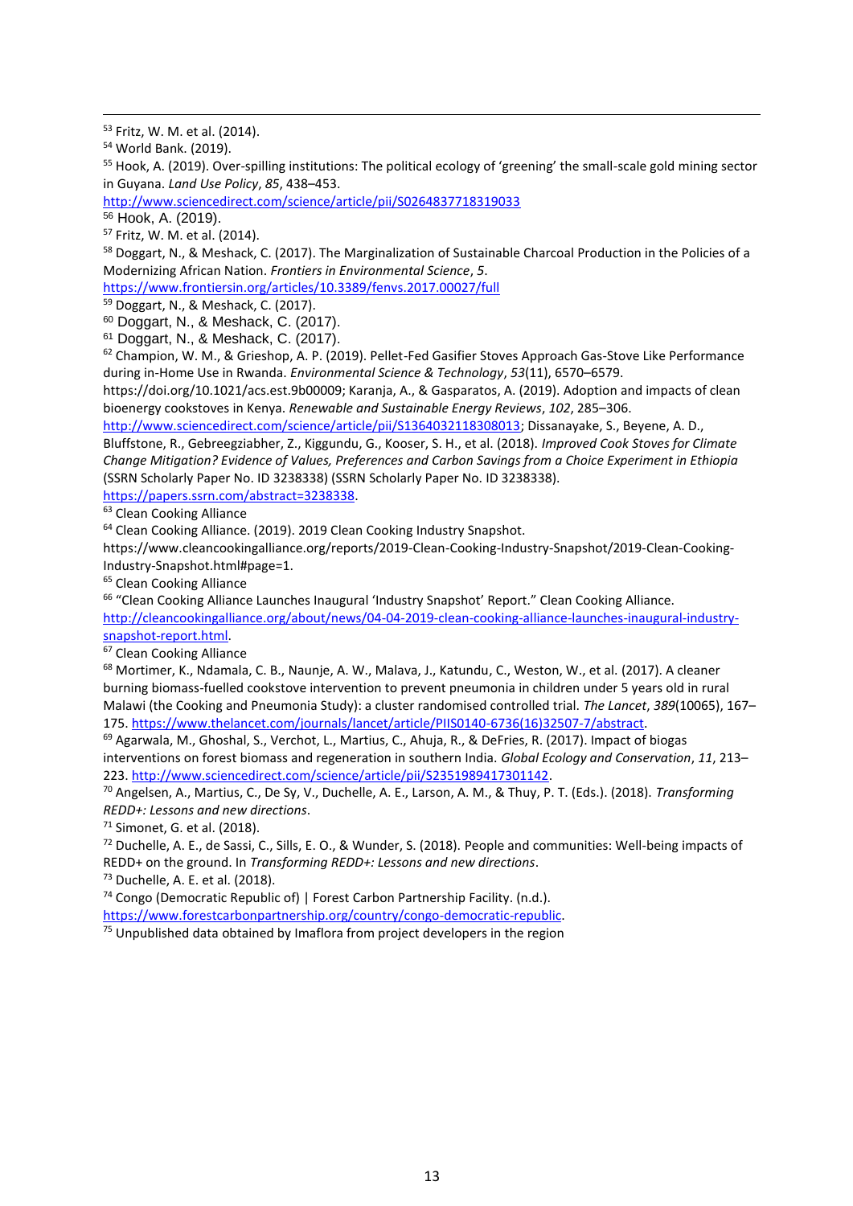[53] Fritz, W. M. et al. (2014).

[54] World Bank. (2019).

[55] Hook, A. (2019). Over-spilling institutions: The political ecology of 'greening' the small-scale gold mining sector in Guyana. *Land Use Policy*, *85*, 438–453. http://www.sciencedirect.com/science/article/pii/S0264837718319033

[56] Hook, A. (2019).

[57] Fritz, W. M. et al. (2014).

[58] Doggart, N., & Meshack, C. (2017). The Marginalization of Sustainable Charcoal Production in the Policies of a Modernizing African Nation. *Frontiers in Environmental Science*, *5*. https://www.frontiersin.org/articles/10.3389/fenvs.2017.00027/full

[59] Doggart, N., & Meshack, C. (2017).

[60] Doggart, N., & Meshack, C. (2017).

[61] Doggart, N., & Meshack, C. (2017).

[62] Champion, W. M., & Grieshop, A. P. (2019). Pellet-Fed Gasifier Stoves Approach Gas-Stove Like Performance during in-Home Use in Rwanda. *Environmental Science & Technology*, *53*(11), 6570–6579. https://doi.org/10.1021/acs.est.9b00009; Karanja, A., & Gasparatos, A. (2019). Adoption and impacts of clean bioenergy cookstoves in Kenya. *Renewable and Sustainable Energy Reviews*, *102*, 285–306. http://www.sciencedirect.com/science/article/pii/S1364032118308013; Dissanayake, S., Beyene, A. D., Bluffstone, R., Gebreegziabher, Z., Kiggundu, G., Kooser, S. H., et al. (2018). *Improved Cook Stoves for Climate Change Mitigation? Evidence of Values, Preferences and Carbon Savings from a Choice Experiment in Ethiopia* (SSRN Scholarly Paper No. ID 3238338) (SSRN Scholarly Paper No. ID 3238338). https://papers.ssrn.com/abstract=3238338.

[63] Clean Cooking Alliance

[64] Clean Cooking Alliance. (2019). 2019 Clean Cooking Industry Snapshot. https://www.cleancookingalliance.org/reports/2019-Clean-Cooking-Industry-Snapshot/2019-Clean-Cooking-Industry-Snapshot.html#page=1.

[65] Clean Cooking Alliance

[66] "Clean Cooking Alliance Launches Inaugural 'Industry Snapshot' Report." Clean Cooking Alliance. http://cleancookingalliance.org/about/news/04-04-2019-clean-cooking-alliance-launches-inaugural-industry-snapshot-report.html.

[67] Clean Cooking Alliance

[68] Mortimer, K., Ndamala, C. B., Naunje, A. W., Malava, J., Katundu, C., Weston, W., et al. (2017). A cleaner burning biomass-fuelled cookstove intervention to prevent pneumonia in children under 5 years old in rural Malawi (the Cooking and Pneumonia Study): a cluster randomised controlled trial. *The Lancet*, *389*(10065), 167–175. https://www.thelancet.com/journals/lancet/article/PIIS0140-6736(16)32507-7/abstract.

[69] Agarwala, M., Ghoshal, S., Verchot, L., Martius, C., Ahuja, R., & DeFries, R. (2017). Impact of biogas interventions on forest biomass and regeneration in southern India. *Global Ecology and Conservation*, *11*, 213–223. http://www.sciencedirect.com/science/article/pii/S2351989417301142.

[70] Angelsen, A., Martius, C., De Sy, V., Duchelle, A. E., Larson, A. M., & Thuy, P. T. (Eds.). (2018). *Transforming REDD+: Lessons and new directions*.

[71] Simonet, G. et al. (2018).

[72] Duchelle, A. E., de Sassi, C., Sills, E. O., & Wunder, S. (2018). People and communities: Well-being impacts of REDD+ on the ground. In *Transforming REDD+: Lessons and new directions*.

[73] Duchelle, A. E. et al. (2018).

[74] Congo (Democratic Republic of) | Forest Carbon Partnership Facility. (n.d.). https://www.forestcarbonpartnership.org/country/congo-democratic-republic.

[75] Unpublished data obtained by Imaflora from project developers in the region